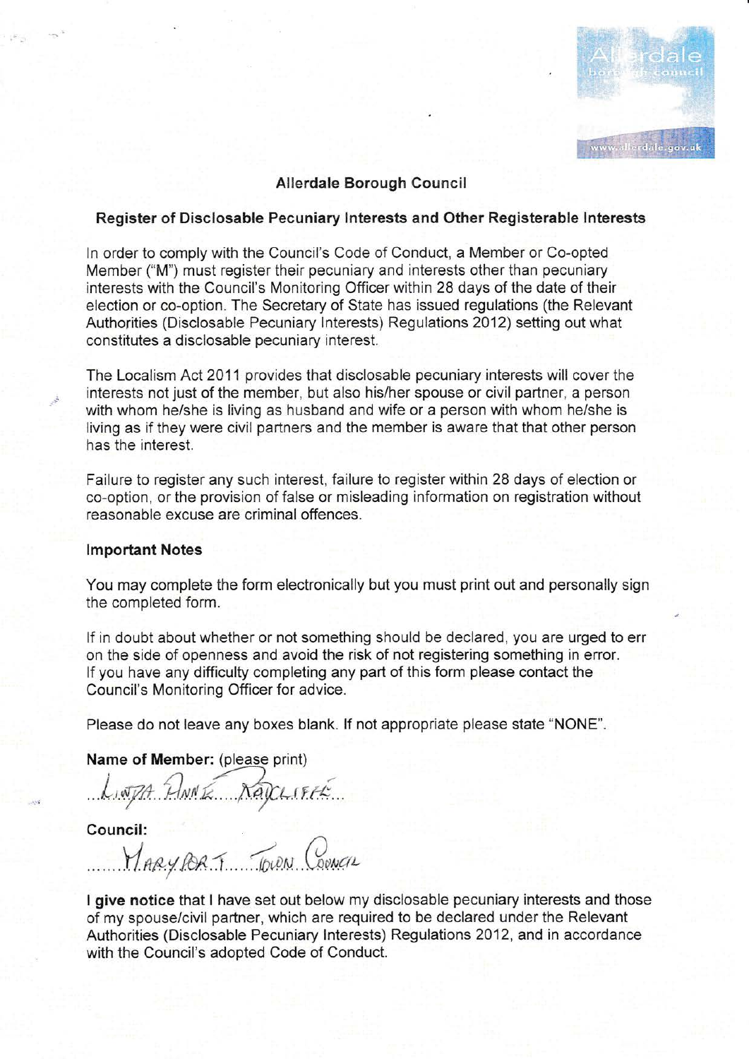# Allerdale Borough Council

## Register of Disclosable Pecuniary Interests and Other Registerable Interests

In order to comply with the Council's Code of Conduct, a Member or Co-opted Member ("M") must register their pecuniary and interests other than pecuniary interests with the Council's Monitoring Officer within 28 days of the date of their election or co-option. The Secretary of State has issued regulations (the Relevant Authorities (Disclosable Pecuniary Interests) Regulations 2012) setting out what constitutes a disclosable pecuniary interest.

The Localism Act 2011 provides that disclosable pecuniary interests will cover the interests not just of the member, but also his/her spouse or civil partner, a person with whom he/she is living as husband and wife or a person with whom he/she is living as if they were civil partners and the member is aware that that other person has the interest.

Failure to register any such interest, failure to register within 28 days of election or co-option, or the provision of false or misleading information on registration without reasonable excuse are criminal offences.

### Important Notes

You may complete the form electronically but you must print out and personally sign the completed form.

If in doubt about whether or not something should be declared, you are urged to err on the side of openness and avoid the risk of not registering something in error. If you have any difficulty completing any part of this form please contact the Council's Monitoring Officer for advice.

Please do not leave any boxes blank. If not appropriate please state "NONE".

**Name of Member:** (please print)

LINDA ANNE RATCLIFFE

**Council:**

MARYPORT TOWN COUNCIL

**I give notice** that I have set out below my disclosable pecuniary interests and those of my spouse/civil partner, which are required to be declared under the Relevant Authorities (Disclosable Pecuniary Interests) Regulations 2012, and in accordance with the Council's adopted Code of Conduct.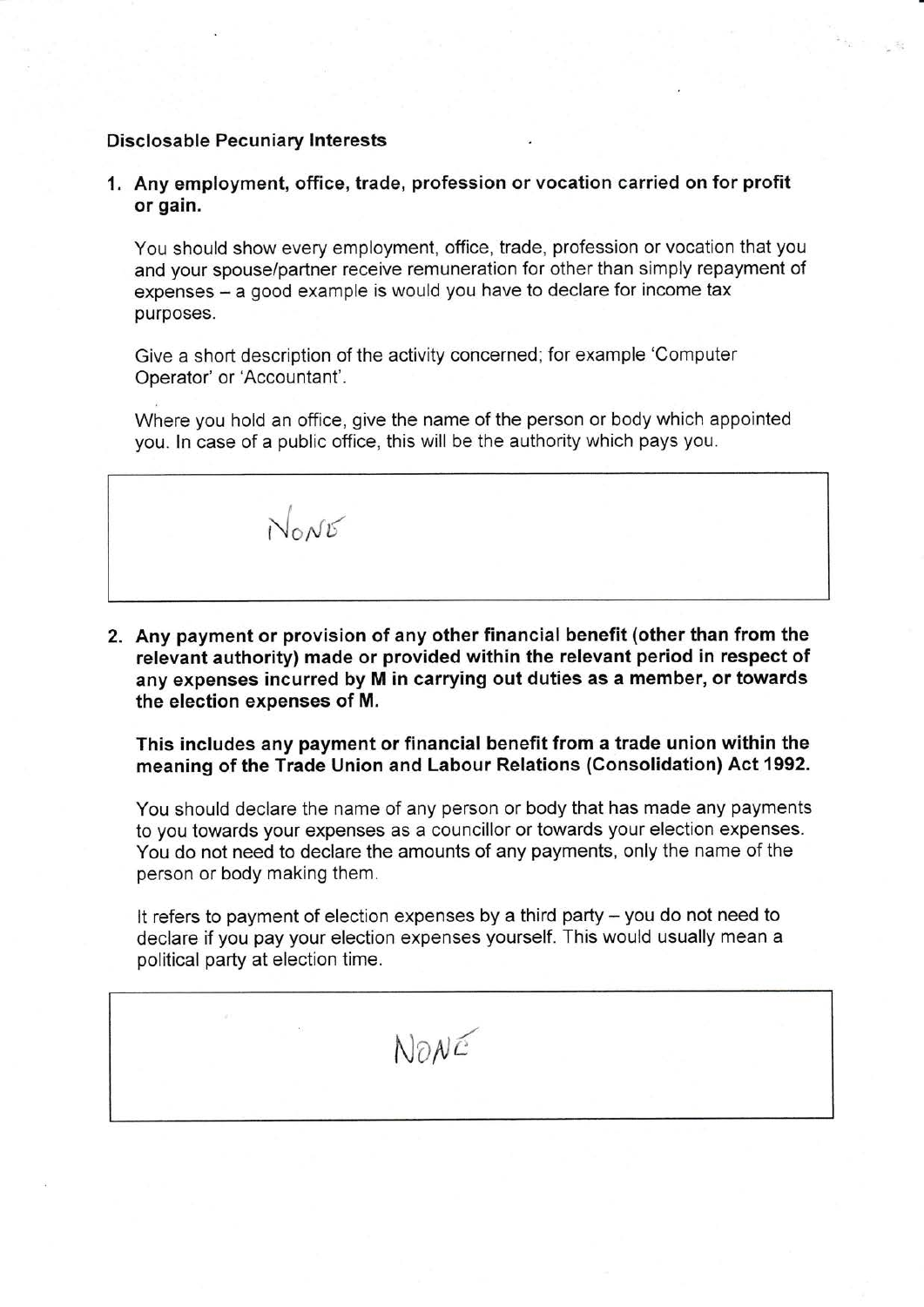**Disclosable Pecuniary Interests**

1. **Any employment, office, trade, profession or vocation carried on for profit or gain.**

   You should show every employment, office, trade, profession or vocation that you and your spouse/partner receive remuneration for other than simply repayment of expenses – a good example is would you have to declare for income tax purposes.

   Give a short description of the activity concerned; for example 'Computer Operator' or 'Accountant'.

   Where you hold an office, give the name of the person or body which appointed you. In case of a public office, this will be the authority which pays you.

   NONE

2. **Any payment or provision of any other financial benefit (other than from the relevant authority) made or provided within the relevant period in respect of any expenses incurred by M in carrying out duties as a member, or towards the election expenses of M.**

   **This includes any payment or financial benefit from a trade union within the meaning of the Trade Union and Labour Relations (Consolidation) Act 1992.**

   You should declare the name of any person or body that has made any payments to you towards your expenses as a councillor or towards your election expenses. You do not need to declare the amounts of any payments, only the name of the person or body making them.

   It refers to payment of election expenses by a third party – you do not need to declare if you pay your election expenses yourself. This would usually mean a political party at election time.

   NONE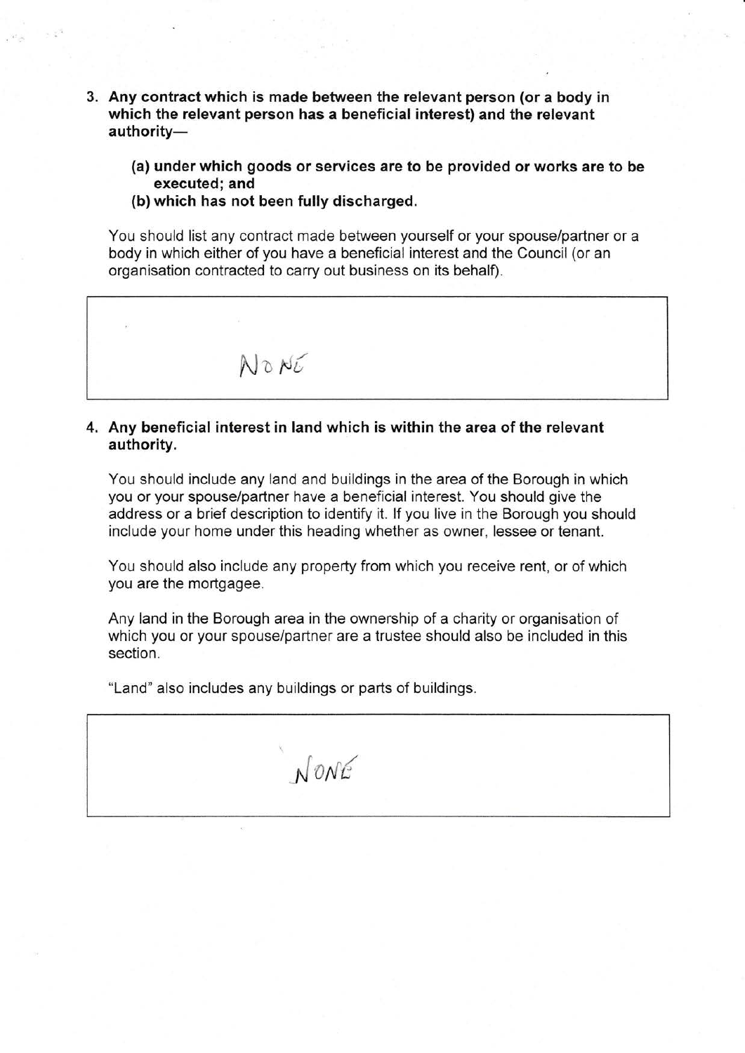3. **Any contract which is made between the relevant person (or a body in which the relevant person has a beneficial interest) and the relevant authority—**

   **(a) under which goods or services are to be provided or works are to be executed; and**

   **(b) which has not been fully discharged.**

   You should list any contract made between yourself or your spouse/partner or a body in which either of you have a beneficial interest and the Council (or an organisation contracted to carry out business on its behalf).

| NONE |
|---|

4. **Any beneficial interest in land which is within the area of the relevant authority.**

   You should include any land and buildings in the area of the Borough in which you or your spouse/partner have a beneficial interest. You should give the address or a brief description to identify it. If you live in the Borough you should include your home under this heading whether as owner, lessee or tenant.

   You should also include any property from which you receive rent, or of which you are the mortgagee.

   Any land in the Borough area in the ownership of a charity or organisation of which you or your spouse/partner are a trustee should also be included in this section.

   "Land" also includes any buildings or parts of buildings.

| NONE |
|---|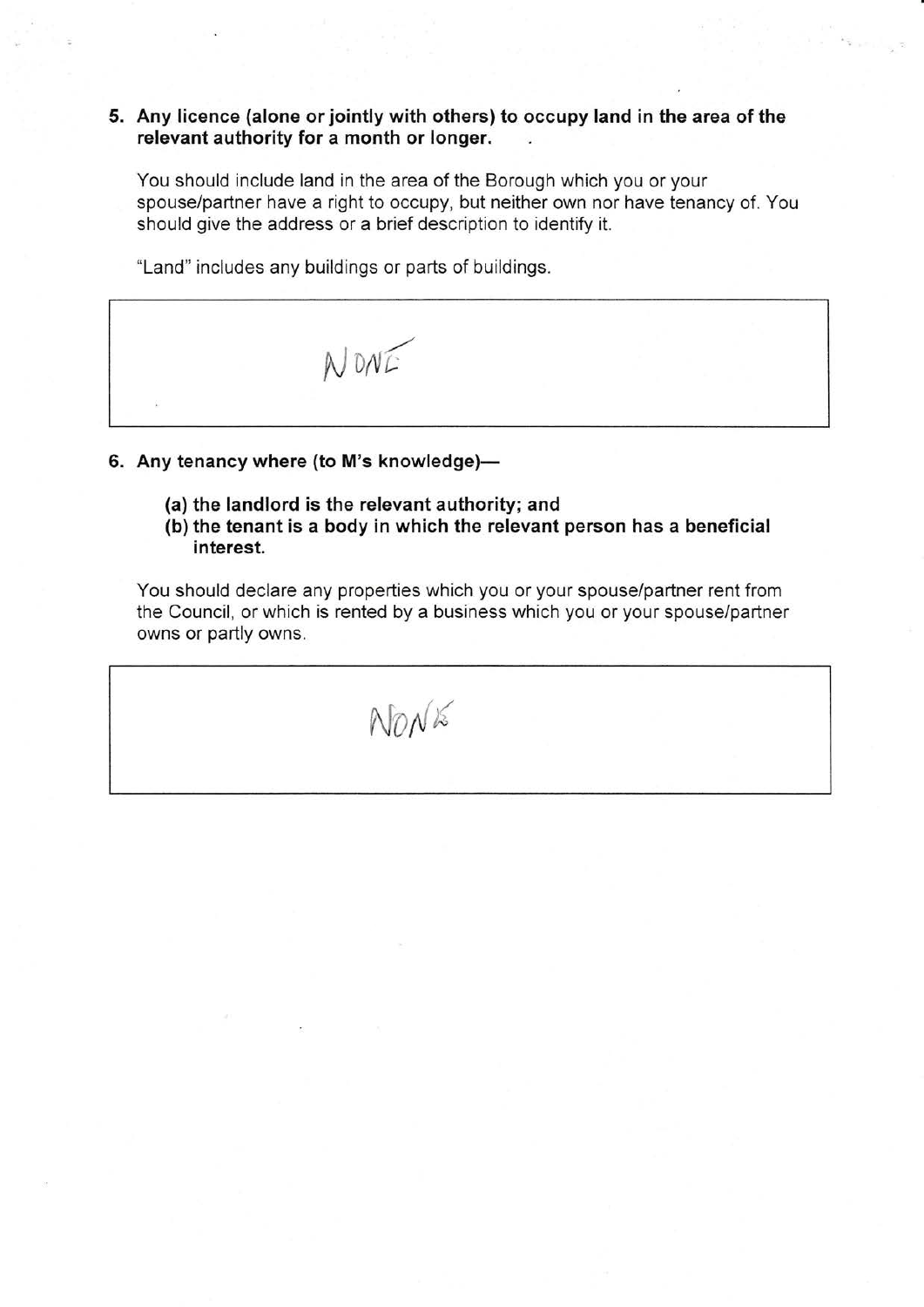**5. Any licence (alone or jointly with others) to occupy land in the area of the relevant authority for a month or longer.**

You should include land in the area of the Borough which you or your spouse/partner have a right to occupy, but neither own nor have tenancy of. You should give the address or a brief description to identify it.

"Land" includes any buildings or parts of buildings.

| NONE |
|---|

**6. Any tenancy where (to M's knowledge)—**

**(a) the landlord is the relevant authority; and**

**(b) the tenant is a body in which the relevant person has a beneficial interest.**

You should declare any properties which you or your spouse/partner rent from the Council, or which is rented by a business which you or your spouse/partner owns or partly owns.

| NONE |
|---|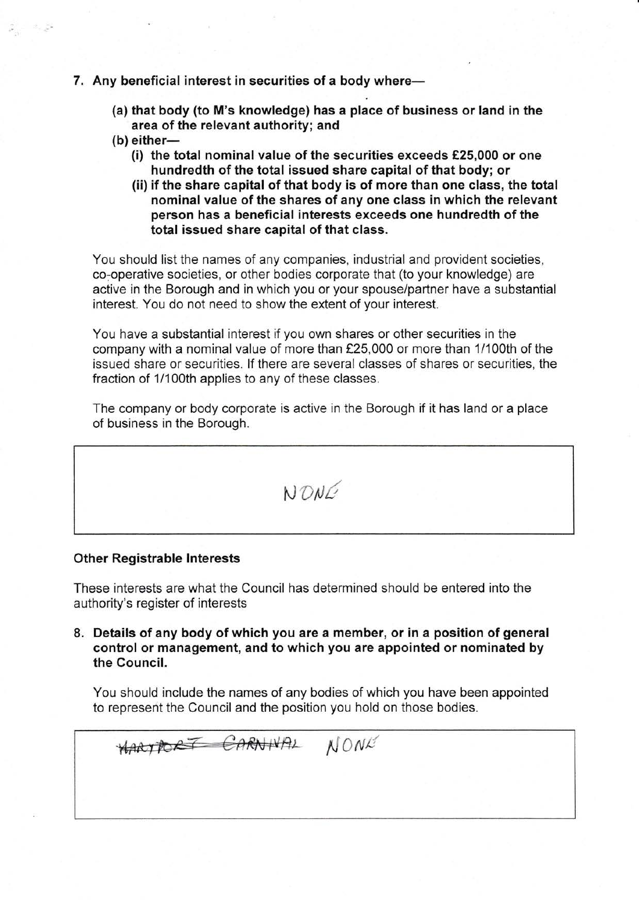7. **Any beneficial interest in securities of a body where—**

   **(a) that body (to M's knowledge) has a place of business or land in the area of the relevant authority; and**

   **(b) either—**

   **(i) the total nominal value of the securities exceeds £25,000 or one hundredth of the total issued share capital of that body; or**

   **(ii) if the share capital of that body is of more than one class, the total nominal value of the shares of any one class in which the relevant person has a beneficial interests exceeds one hundredth of the total issued share capital of that class.**

   You should list the names of any companies, industrial and provident societies, co-operative societies, or other bodies corporate that (to your knowledge) are active in the Borough and in which you or your spouse/partner have a substantial interest. You do not need to show the extent of your interest.

   You have a substantial interest if you own shares or other securities in the company with a nominal value of more than £25,000 or more than 1/100th of the issued share or securities. If there are several classes of shares or securities, the fraction of 1/100th applies to any of these classes.

   The company or body corporate is active in the Borough if it has land or a place of business in the Borough.

| NONE |
|---|

**Other Registrable Interests**

These interests are what the Council has determined should be entered into the authority's register of interests

8. **Details of any body of which you are a member, or in a position of general control or management, and to which you are appointed or nominated by the Council.**

   You should include the names of any bodies of which you have been appointed to represent the Council and the position you hold on those bodies.

| ~~HARTPORT CARNIVAL~~ NONE |
|---|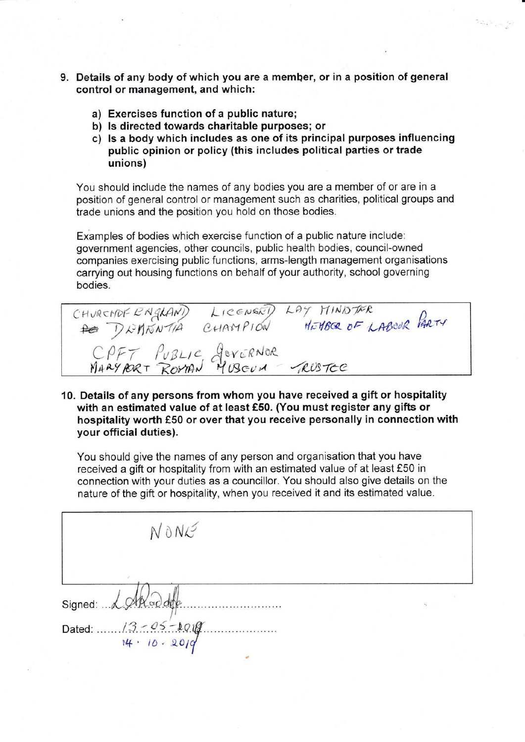9. **Details of any body of which you are a member, or in a position of general control or management, and which:**

    a) **Exercises function of a public nature;**
    b) **Is directed towards charitable purposes; or**
    c) **Is a body which includes as one of its principal purposes influencing public opinion or policy (this includes political parties or trade unions)**

    You should include the names of any bodies you are a member of or are in a position of general control or management such as charities, political groups and trade unions and the position you hold on those bodies.

    Examples of bodies which exercise function of a public nature include: government agencies, other councils, public health bodies, council-owned companies exercising public functions, arms-length management organisations carrying out housing functions on behalf of your authority, school governing bodies.

| |
|---|
| CHURCH OF ENGLAND LICENSED LAY MINISTER<br>DEMENTIA CHAMPION MEMBER OF LABOUR PARTY<br>CPFT PUBLIC GOVERNOR<br>MARYPORT ROMAN MUSEUM - TRUSTEE |

10. **Details of any persons from whom you have received a gift or hospitality with an estimated value of at least £50. (You must register any gifts or hospitality worth £50 or over that you receive personally in connection with your official duties).**

    You should give the names of any person and organisation that you have received a gift or hospitality from with an estimated value of at least £50 in connection with your duties as a councillor. You should also give details on the nature of the gift or hospitality, when you received it and its estimated value.

| |
|---|
| NONE |

Signed: L Aldoodde

Dated: 13-05-2019
14 · 10 · 2019